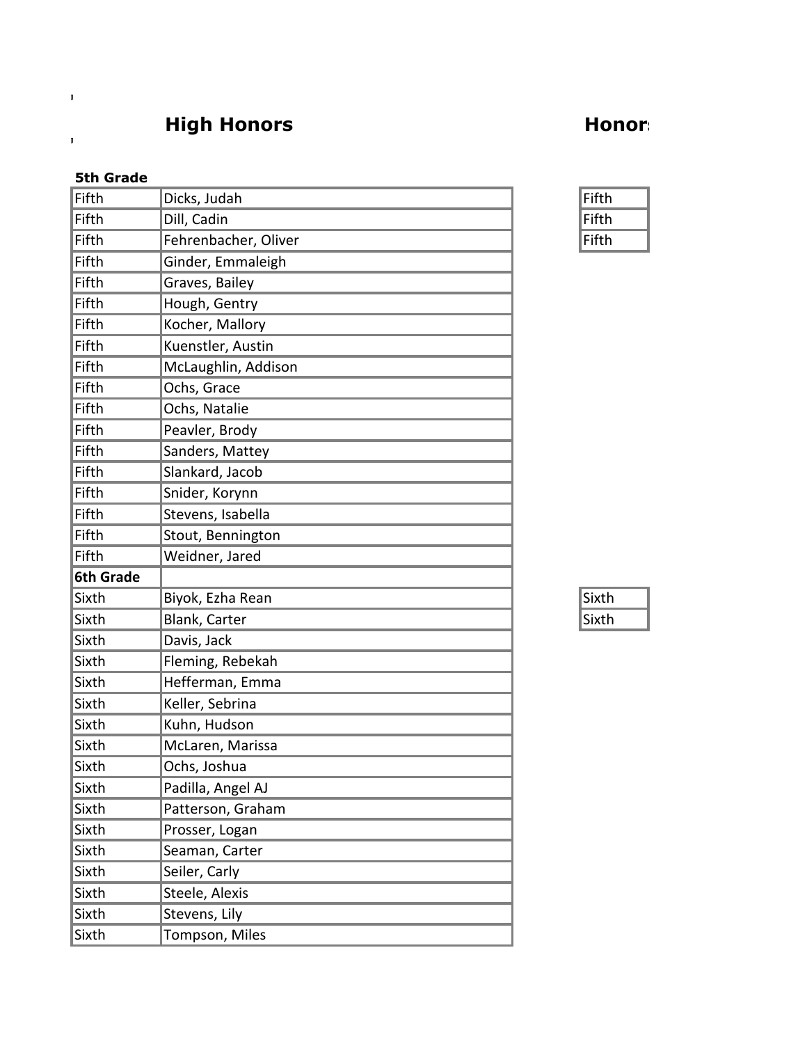## High Honors

**5th Grade**

| | |
|---|---|
| Fifth | Dicks, Judah |
| Fifth | Dill, Cadin |
| Fifth | Fehrenbacher, Oliver |
| Fifth | Ginder, Emmaleigh |
| Fifth | Graves, Bailey |
| Fifth | Hough, Gentry |
| Fifth | Kocher, Mallory |
| Fifth | Kuenstler, Austin |
| Fifth | McLaughlin, Addison |
| Fifth | Ochs, Grace |
| Fifth | Ochs, Natalie |
| Fifth | Peavler, Brody |
| Fifth | Sanders, Mattey |
| Fifth | Slankard, Jacob |
| Fifth | Snider, Korynn |
| Fifth | Stevens, Isabella |
| Fifth | Stout, Bennington |
| Fifth | Weidner, Jared |
| **6th Grade** | |
| Sixth | Biyok, Ezha Rean |
| Sixth | Blank, Carter |
| Sixth | Davis, Jack |
| Sixth | Fleming, Rebekah |
| Sixth | Hefferman, Emma |
| Sixth | Keller, Sebrina |
| Sixth | Kuhn, Hudson |
| Sixth | McLaren, Marissa |
| Sixth | Ochs, Joshua |
| Sixth | Padilla, Angel AJ |
| Sixth | Patterson, Graham |
| Sixth | Prosser, Logan |
| Sixth | Seaman, Carter |
| Sixth | Seiler, Carly |
| Sixth | Steele, Alexis |
| Sixth | Stevens, Lily |
| Sixth | Tompson, Miles |

## Honors

| |
|---|
| Fifth |
| Fifth |
| Fifth |

| |
|---|
| Sixth |
| Sixth |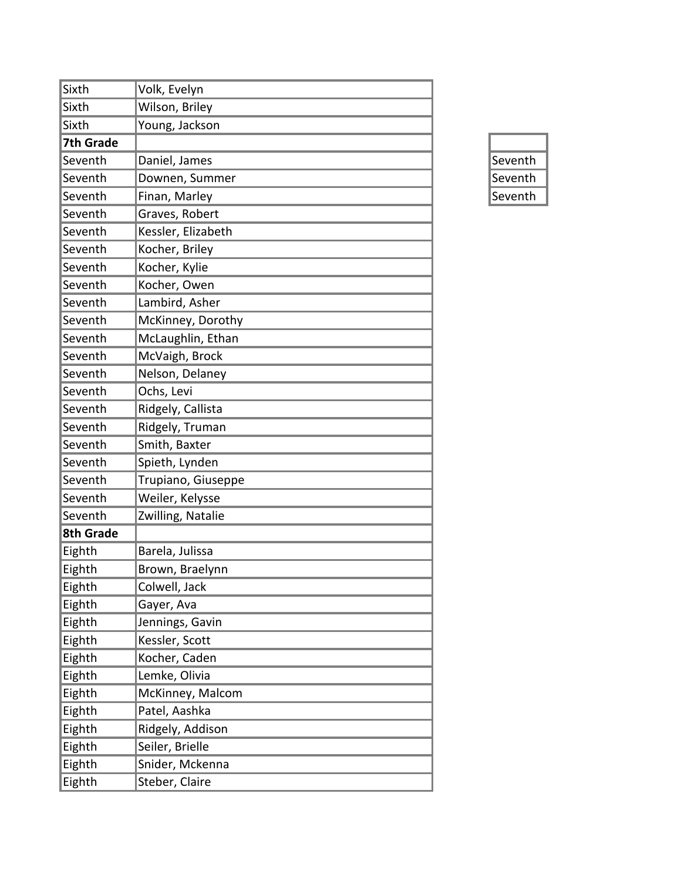| Sixth | Volk, Evelyn |
| --- | --- |
| Sixth | Wilson, Briley |
| Sixth | Young, Jackson |
| **7th Grade** | |
| Seventh | Daniel, James |
| Seventh | Downen, Summer |
| Seventh | Finan, Marley |
| Seventh | Graves, Robert |
| Seventh | Kessler, Elizabeth |
| Seventh | Kocher, Briley |
| Seventh | Kocher, Kylie |
| Seventh | Kocher, Owen |
| Seventh | Lambird, Asher |
| Seventh | McKinney, Dorothy |
| Seventh | McLaughlin, Ethan |
| Seventh | McVaigh, Brock |
| Seventh | Nelson, Delaney |
| Seventh | Ochs, Levi |
| Seventh | Ridgely, Callista |
| Seventh | Ridgely, Truman |
| Seventh | Smith, Baxter |
| Seventh | Spieth, Lynden |
| Seventh | Trupiano, Giuseppe |
| Seventh | Weiler, Kelysse |
| Seventh | Zwilling, Natalie |
| **8th Grade** | |
| Eighth | Barela, Julissa |
| Eighth | Brown, Braelynn |
| Eighth | Colwell, Jack |
| Eighth | Gayer, Ava |
| Eighth | Jennings, Gavin |
| Eighth | Kessler, Scott |
| Eighth | Kocher, Caden |
| Eighth | Lemke, Olivia |
| Eighth | McKinney, Malcom |
| Eighth | Patel, Aashka |
| Eighth | Ridgely, Addison |
| Eighth | Seiler, Brielle |
| Eighth | Snider, Mckenna |
| Eighth | Steber, Claire |

| |
| --- |
| Seventh |
| Seventh |
| Seventh |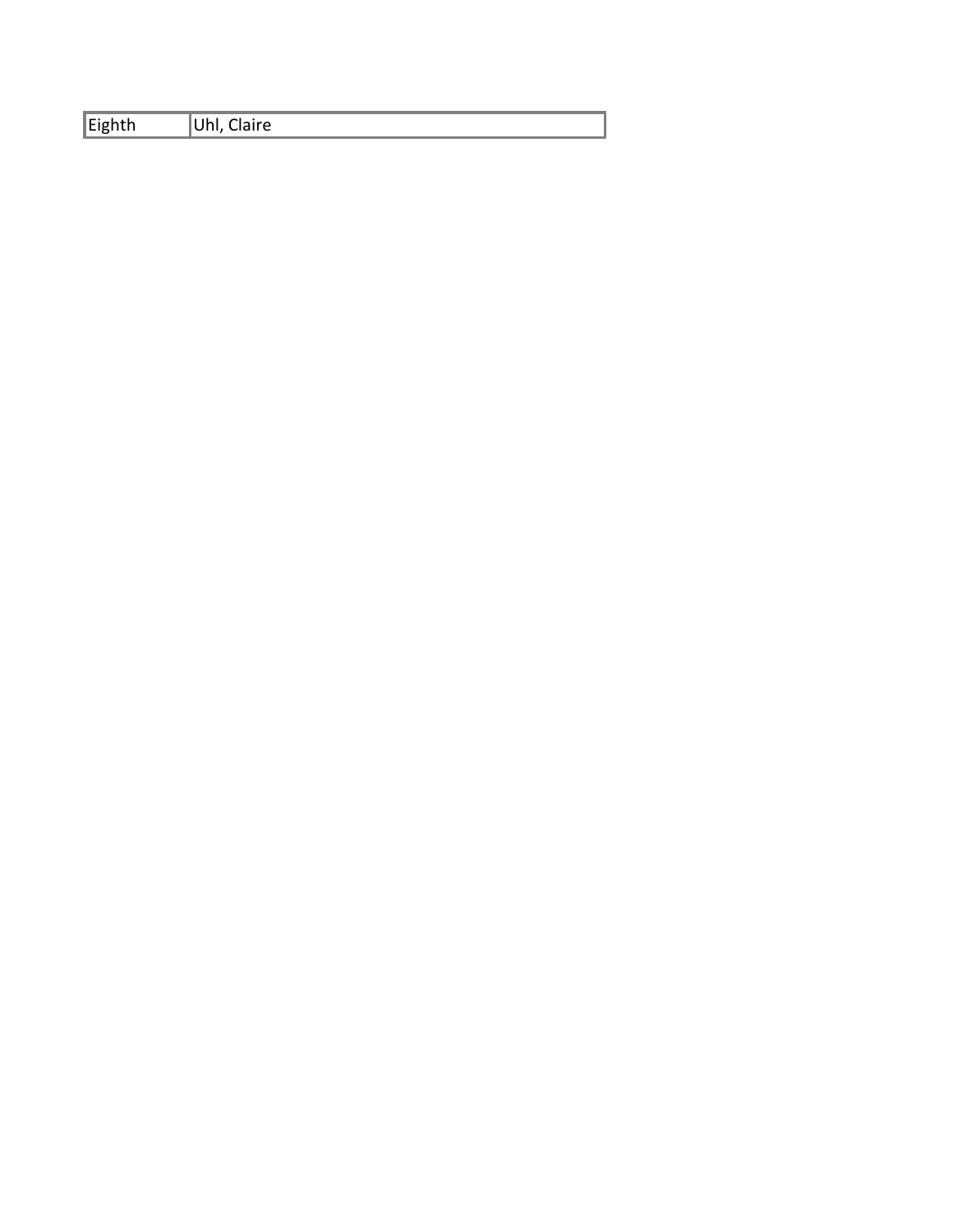| Eighth | Uhl, Claire |
|---|---|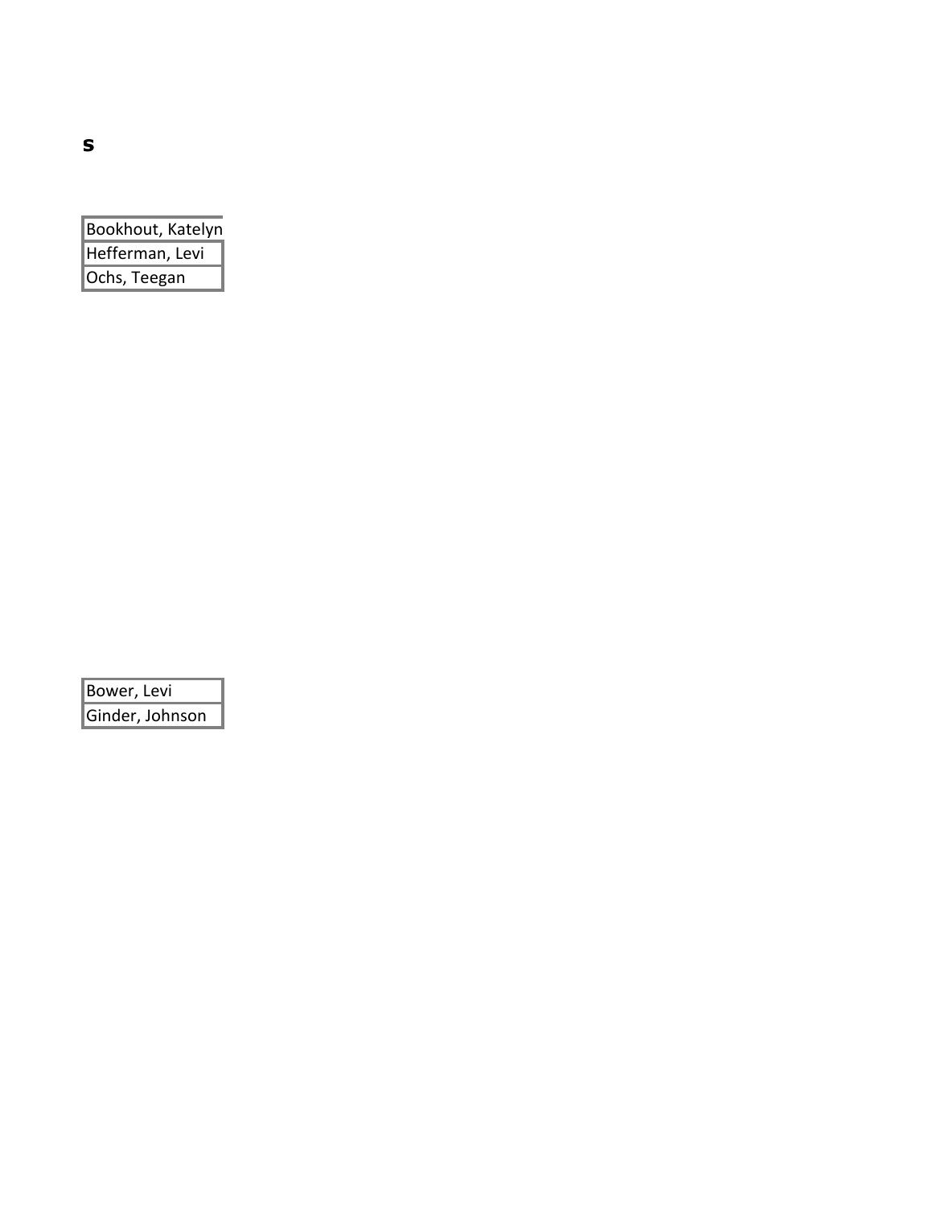**s**

| Bookhout, Katelyn |
|---|
| Hefferman, Levi |
| Ochs, Teegan |

| Bower, Levi |
|---|
| Ginder, Johnson |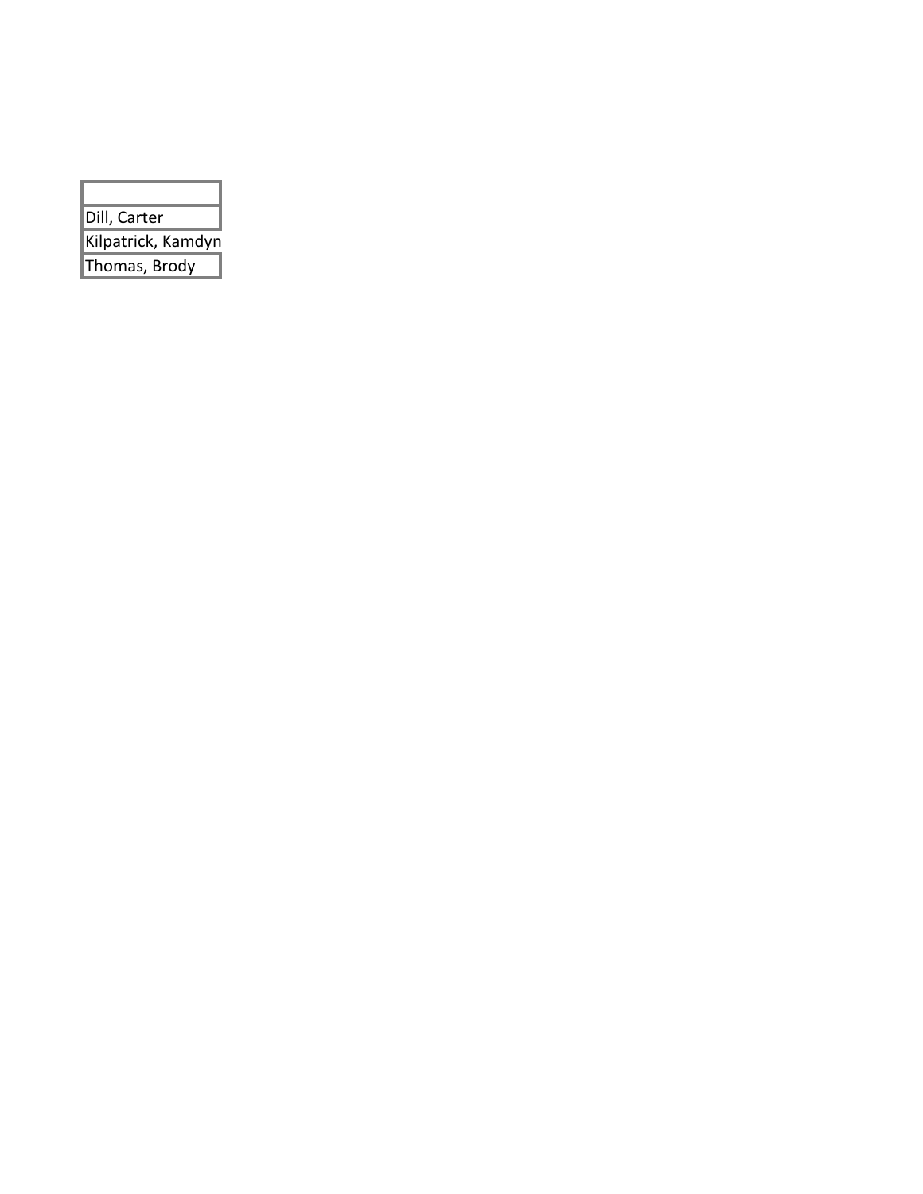| |
|---|
| Dill, Carter |
| Kilpatrick, Kamdyn |
| Thomas, Brody |